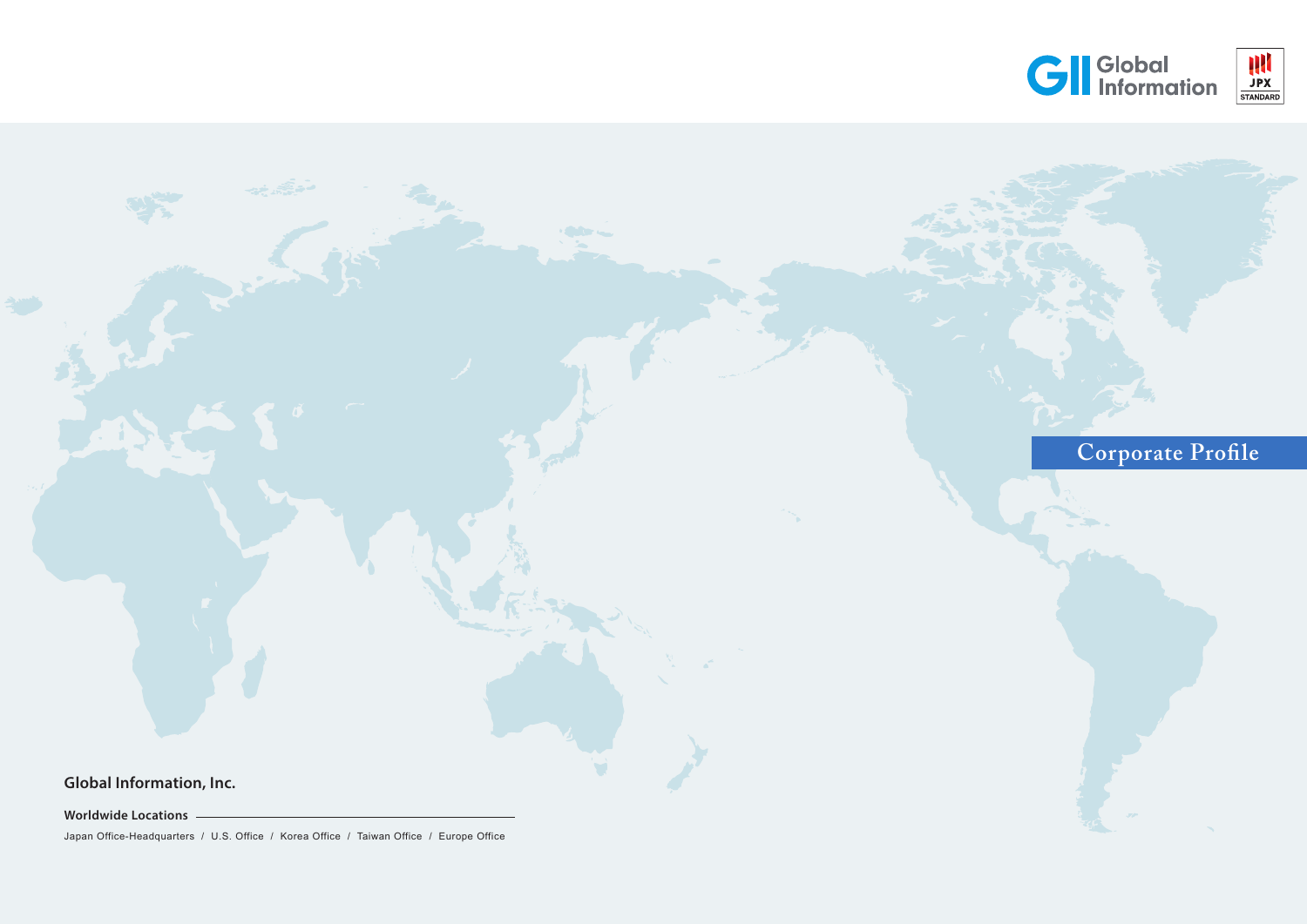Global Information

JPX STANDARD

# Corporate Profile

**Global Information, Inc.**

**Worldwide Locations**

Japan Office-Headquarters / U.S. Office / Korea Office / Taiwan Office / Europe Office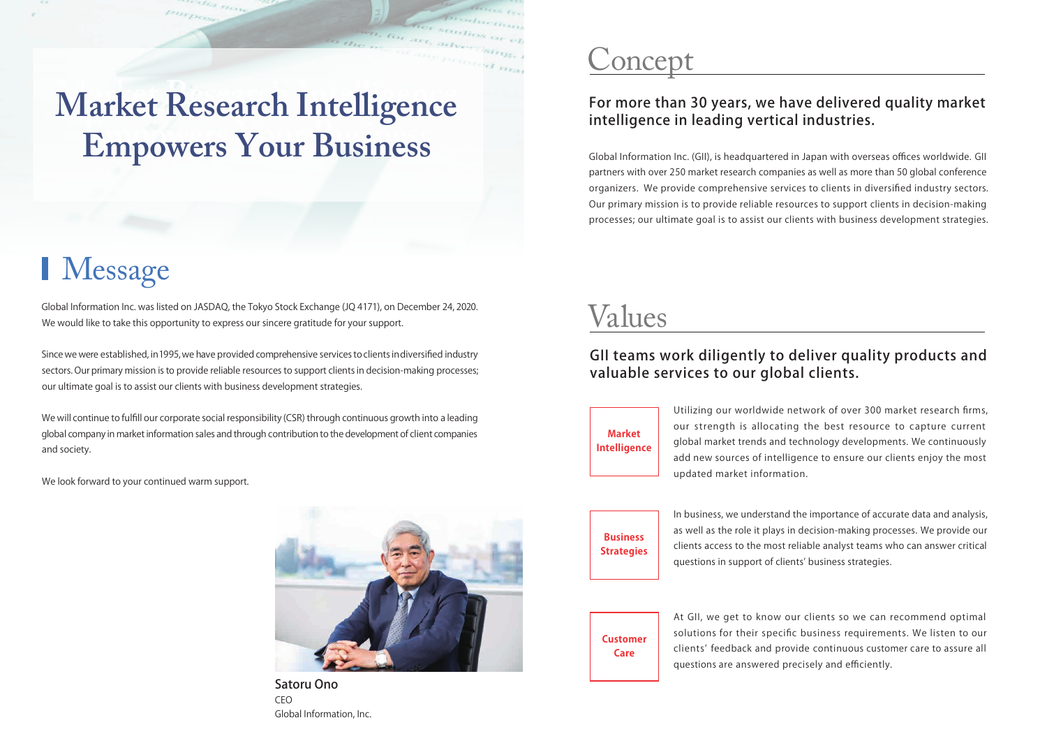# Market Research Intelligence Empowers Your Business

## Message

Global Information Inc. was listed on JASDAQ, the Tokyo Stock Exchange (JQ 4171), on December 24, 2020. We would like to take this opportunity to express our sincere gratitude for your support.

Since we were established, in 1995, we have provided comprehensive services to clients in diversified industry sectors. Our primary mission is to provide reliable resources to support clients in decision-making processes; our ultimate goal is to assist our clients with business development strategies.

We will continue to fulfill our corporate social responsibility (CSR) through continuous growth into a leading global company in market information sales and through contribution to the development of client companies and society.

We look forward to your continued warm support.

**Satoru Ono**
CEO
Global Information, Inc.

## Concept

### For more than 30 years, we have delivered quality market intelligence in leading vertical industries.

Global Information Inc. (GII), is headquartered in Japan with overseas offices worldwide. GII partners with over 250 market research companies as well as more than 50 global conference organizers. We provide comprehensive services to clients in diversified industry sectors. Our primary mission is to provide reliable resources to support clients in decision-making processes; our ultimate goal is to assist our clients with business development strategies.

## Values

### GII teams work diligently to deliver quality products and valuable services to our global clients.

**Market Intelligence**

Utilizing our worldwide network of over 300 market research firms, our strength is allocating the best resource to capture current global market trends and technology developments. We continuously add new sources of intelligence to ensure our clients enjoy the most updated market information.

**Business Strategies**

In business, we understand the importance of accurate data and analysis, as well as the role it plays in decision-making processes. We provide our clients access to the most reliable analyst teams who can answer critical questions in support of clients' business strategies.

**Customer Care**

At GII, we get to know our clients so we can recommend optimal solutions for their specific business requirements. We listen to our clients' feedback and provide continuous customer care to assure all questions are answered precisely and efficiently.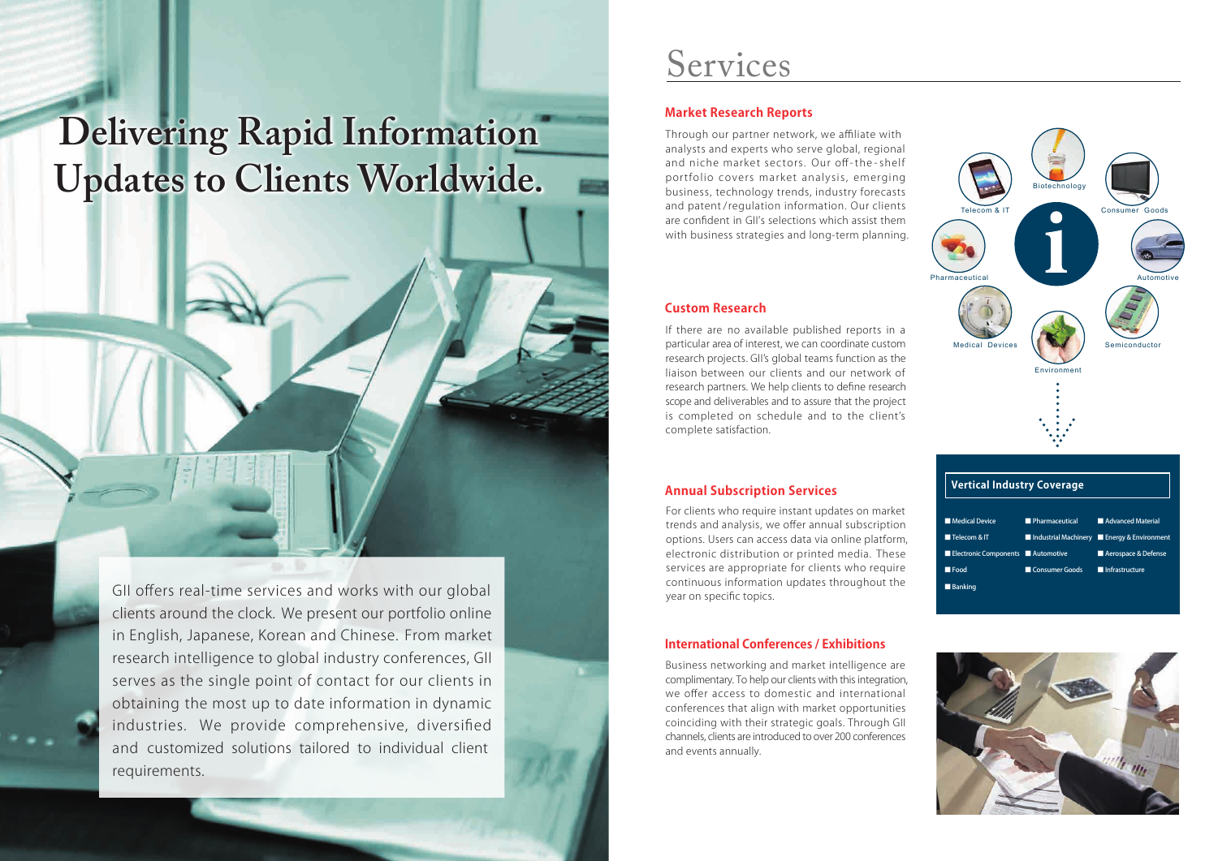# Delivering Rapid Information Updates to Clients Worldwide.

GII offers real-time services and works with our global clients around the clock. We present our portfolio online in English, Japanese, Korean and Chinese. From market research intelligence to global industry conferences, GII serves as the single point of contact for our clients in obtaining the most up to date information in dynamic industries. We provide comprehensive, diversified and customized solutions tailored to individual client requirements.

# Services

## Market Research Reports

Through our partner network, we affiliate with analysts and experts who serve global, regional and niche market sectors. Our off-the-shelf portfolio covers market analysis, emerging business, technology trends, industry forecasts and patent/regulation information. Our clients are confident in GII's selections which assist them with business strategies and long-term planning.

## Custom Research

If there are no available published reports in a particular area of interest, we can coordinate custom research projects. GII's global teams function as the liaison between our clients and our network of research partners. We help clients to define research scope and deliverables and to assure that the project is completed on schedule and to the client's complete satisfaction.

## Annual Subscription Services

For clients who require instant updates on market trends and analysis, we offer annual subscription options. Users can access data via online platform, electronic distribution or printed media. These services are appropriate for clients who require continuous information updates throughout the year on specific topics.

## International Conferences / Exhibitions

Business networking and market intelligence are complimentary. To help our clients with this integration, we offer access to domestic and international conferences that align with market opportunities coinciding with their strategic goals. Through GII channels, clients are introduced to over 200 conferences and events annually.

Biotechnology · Consumer Goods · Automotive · Semiconductor · Environment · Medical Devices · Pharmaceutical · Telecom & IT

### Vertical Industry Coverage

- Medical Device
- Pharmaceutical
- Advanced Material
- Telecom & IT
- Industrial Machinery
- Energy & Environment
- Electronic Components
- Automotive
- Aerospace & Defense
- Food
- Consumer Goods
- Infrastructure
- Banking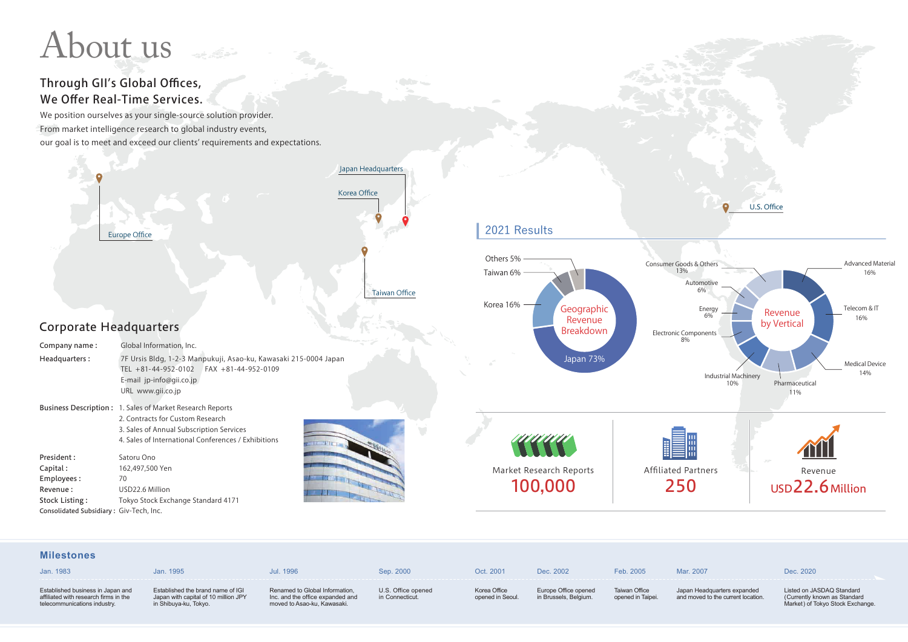# About us

## Through GII's Global Offices, We Offer Real-Time Services.

We position ourselves as your single-source solution provider.
From market intelligence research to global industry events,
our goal is to meet and exceed our clients' requirements and expectations.

Japan Headquarters

Korea Office

Europe Office

Taiwan Office

U.S. Office

## Corporate Headquarters

| | |
|---|---|
| Company name : | Global Information, Inc. |
| Headquarters : | 7F Ursis Bldg, 1-2-3 Manpukuji, Asao-ku, Kawasaki 215-0004 Japan<br>TEL +81-44-952-0102 FAX +81-44-952-0109<br>E-mail jp-info@gii.co.jp<br>URL www.gii.co.jp |
| Business Description : | 1. Sales of Market Research Reports<br>2. Contracts for Custom Research<br>3. Sales of Annual Subscription Services<br>4. Sales of International Conferences / Exhibitions |
| President : | Satoru Ono |
| Capital : | 162,497,500 Yen |
| Employees : | 70 |
| Revenue : | USD22.6 Million |
| Stock Listing : | Tokyo Stock Exchange Standard 4171 |
| Consolidated Subsidiary : | Giv-Tech, Inc. |

## 2021 Results

Geographic Revenue Breakdown

Japan 73%
Korea 16%
Taiwan 6%
Others 5%

Revenue by Vertical

Advanced Material 16%
Telecom & IT 16%
Medical Device 14%
Pharmaceutical 11%
Industrial Machinery 10%
Electronic Components 8%
Energy 6%
Automotive 6%
Consumer Goods & Others 13%

Market Research Reports
**100,000**

Affiliated Partners
**250**

Revenue
**USD22.6 Million**

## Milestones

| Date | Event |
|---|---|
| Jan. 1983 | Established business in Japan and affiliated with research firms in the telecommunications industry. |
| Jan. 1995 | Established the brand name of IGI Japan with capital of 10 million JPY in Shibuya-ku, Tokyo. |
| Jul. 1996 | Renamed to Global Information, Inc. and the office expanded and moved to Asao-ku, Kawasaki. |
| Sep. 2000 | U.S. Office opened in Connecticut. |
| Oct. 2001 | Korea Office opened in Seoul. |
| Dec. 2002 | Europe Office opened in Brussels, Belgium. |
| Feb. 2005 | Taiwan Office opened in Taipei. |
| Mar. 2007 | Japan Headquarters expanded and moved to the current location. |
| Dec. 2020 | Listed on JASDAQ Standard (Currently known as Standard Market) of Tokyo Stock Exchange. |